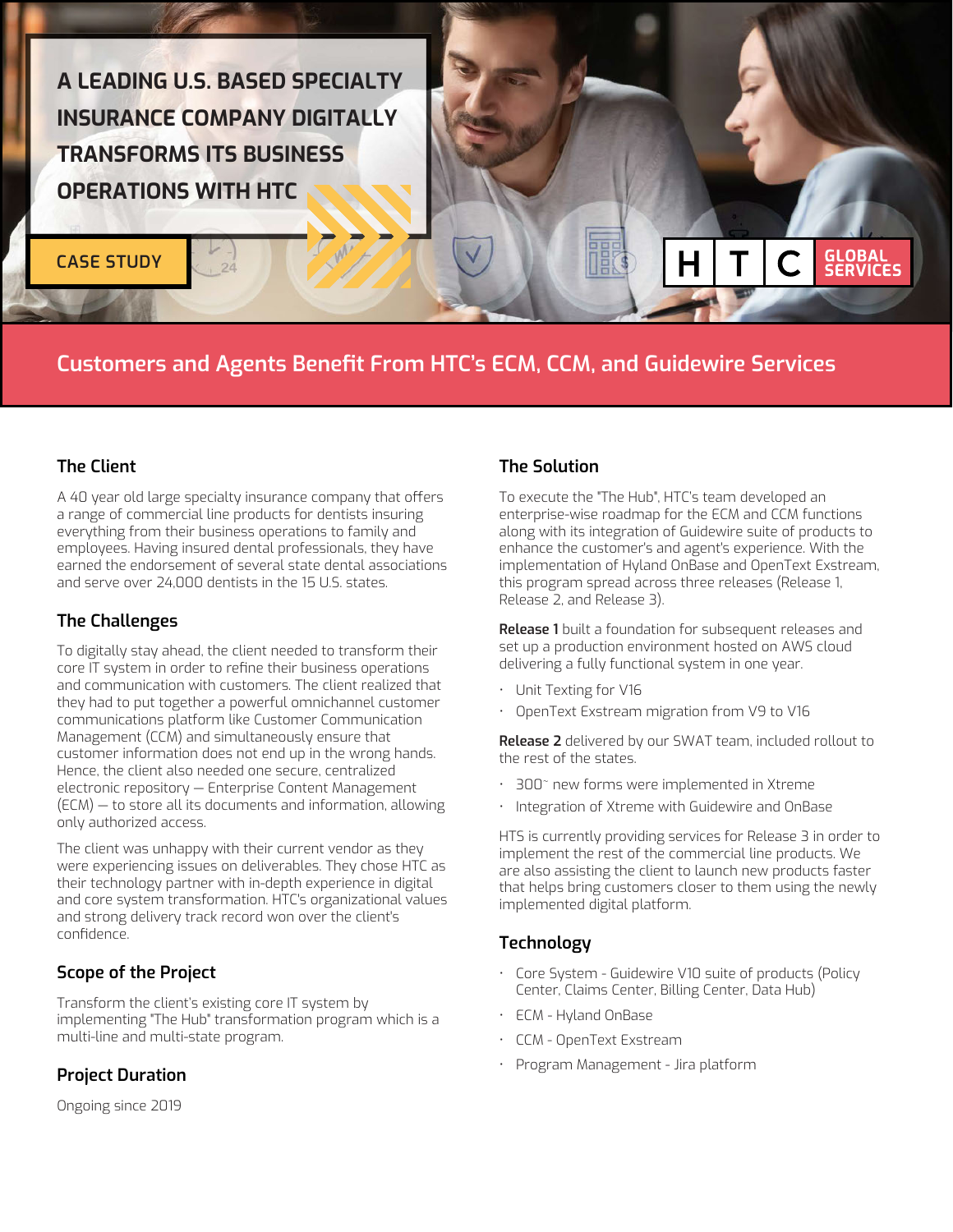# A LEADING U.S. BASED SPECIALTY INSURANCE COMPANY DIGITALLY TRANSFORMS ITS BUSINESS OPERATIONS WITH HTC

CASE STUDY

HTC GLOBAL SERVICES

## Customers and Agents Benefit From HTC's ECM, CCM, and Guidewire Services

### The Client

A 40 year old large specialty insurance company that offers a range of commercial line products for dentists insuring everything from their business operations to family and employees. Having insured dental professionals, they have earned the endorsement of several state dental associations and serve over 24,000 dentists in the 15 U.S. states.

### The Challenges

To digitally stay ahead, the client needed to transform their core IT system in order to refine their business operations and communication with customers. The client realized that they had to put together a powerful omnichannel customer communications platform like Customer Communication Management (CCM) and simultaneously ensure that customer information does not end up in the wrong hands. Hence, the client also needed one secure, centralized electronic repository — Enterprise Content Management (ECM) — to store all its documents and information, allowing only authorized access.

The client was unhappy with their current vendor as they were experiencing issues on deliverables. They chose HTC as their technology partner with in-depth experience in digital and core system transformation. HTC's organizational values and strong delivery track record won over the client's confidence.

### Scope of the Project

Transform the client's existing core IT system by implementing "The Hub" transformation program which is a multi-line and multi-state program.

### Project Duration

Ongoing since 2019

### The Solution

To execute the "The Hub", HTC's team developed an enterprise-wise roadmap for the ECM and CCM functions along with its integration of Guidewire suite of products to enhance the customer's and agent's experience. With the implementation of Hyland OnBase and OpenText Exstream, this program spread across three releases (Release 1, Release 2, and Release 3).

**Release 1** built a foundation for subsequent releases and set up a production environment hosted on AWS cloud delivering a fully functional system in one year.

- Unit Texting for V16
- OpenText Exstream migration from V9 to V16

**Release 2** delivered by our SWAT team, included rollout to the rest of the states.

- 300~ new forms were implemented in Xtreme
- Integration of Xtreme with Guidewire and OnBase

HTS is currently providing services for Release 3 in order to implement the rest of the commercial line products. We are also assisting the client to launch new products faster that helps bring customers closer to them using the newly implemented digital platform.

### Technology

- Core System - Guidewire V10 suite of products (Policy Center, Claims Center, Billing Center, Data Hub)
- ECM - Hyland OnBase
- CCM - OpenText Exstream
- Program Management - Jira platform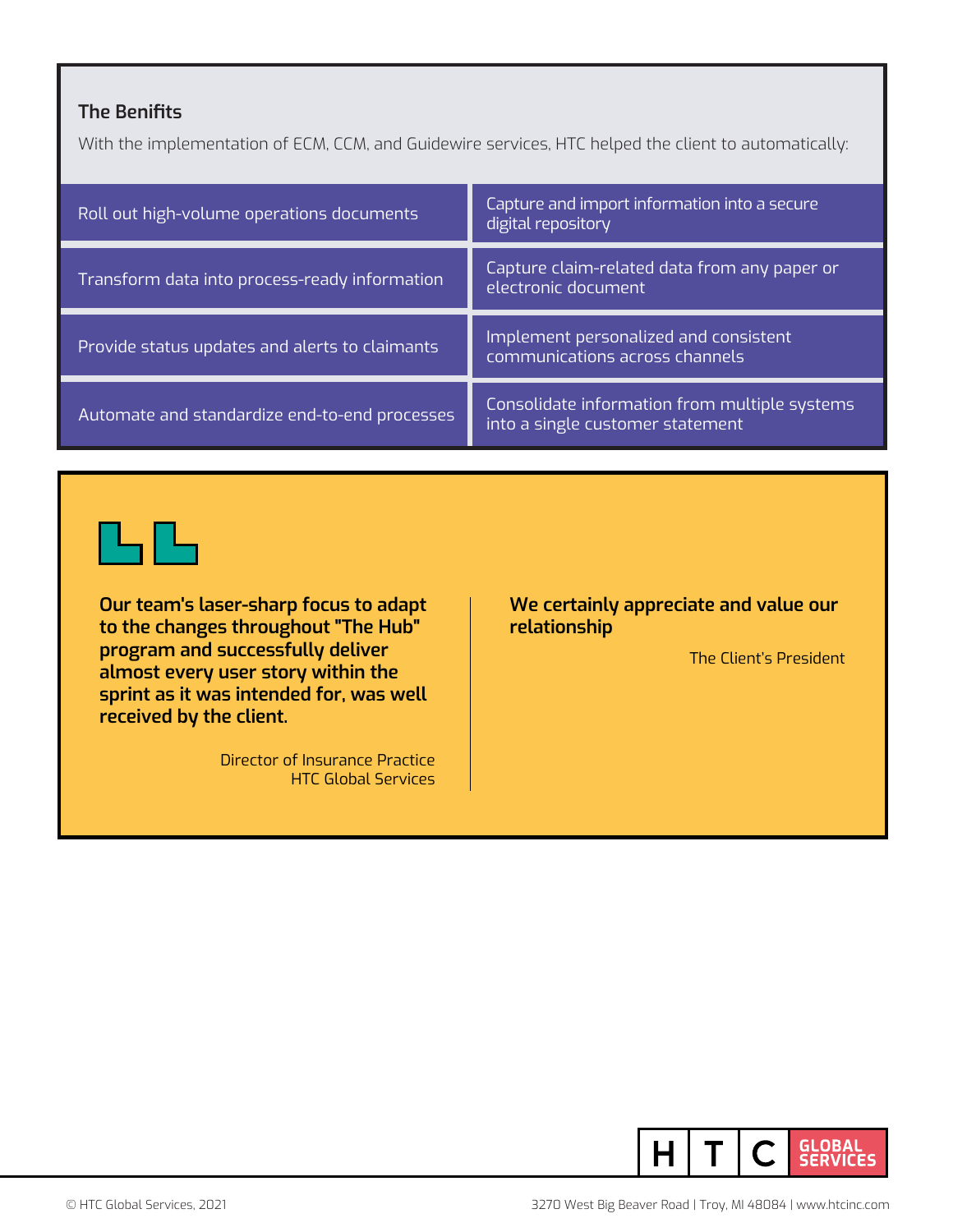### The Benifits

With the implementation of ECM, CCM, and Guidewire services, HTC helped the client to automatically:

| | |
|---|---|
| Roll out high-volume operations documents | Capture and import information into a secure digital repository |
| Transform data into process-ready information | Capture claim-related data from any paper or electronic document |
| Provide status updates and alerts to claimants | Implement personalized and consistent communications across channels |
| Automate and standardize end-to-end processes | Consolidate information from multiple systems into a single customer statement |

**Our team's laser-sharp focus to adapt to the changes throughout "The Hub" program and successfully deliver almost every user story within the sprint as it was intended for, was well received by the client.**

Director of Insurance Practice
HTC Global Services

**We certainly appreciate and value our relationship**

The Client's President

© HTC Global Services, 2021

3270 West Big Beaver Road | Troy, MI 48084 | www.htcinc.com